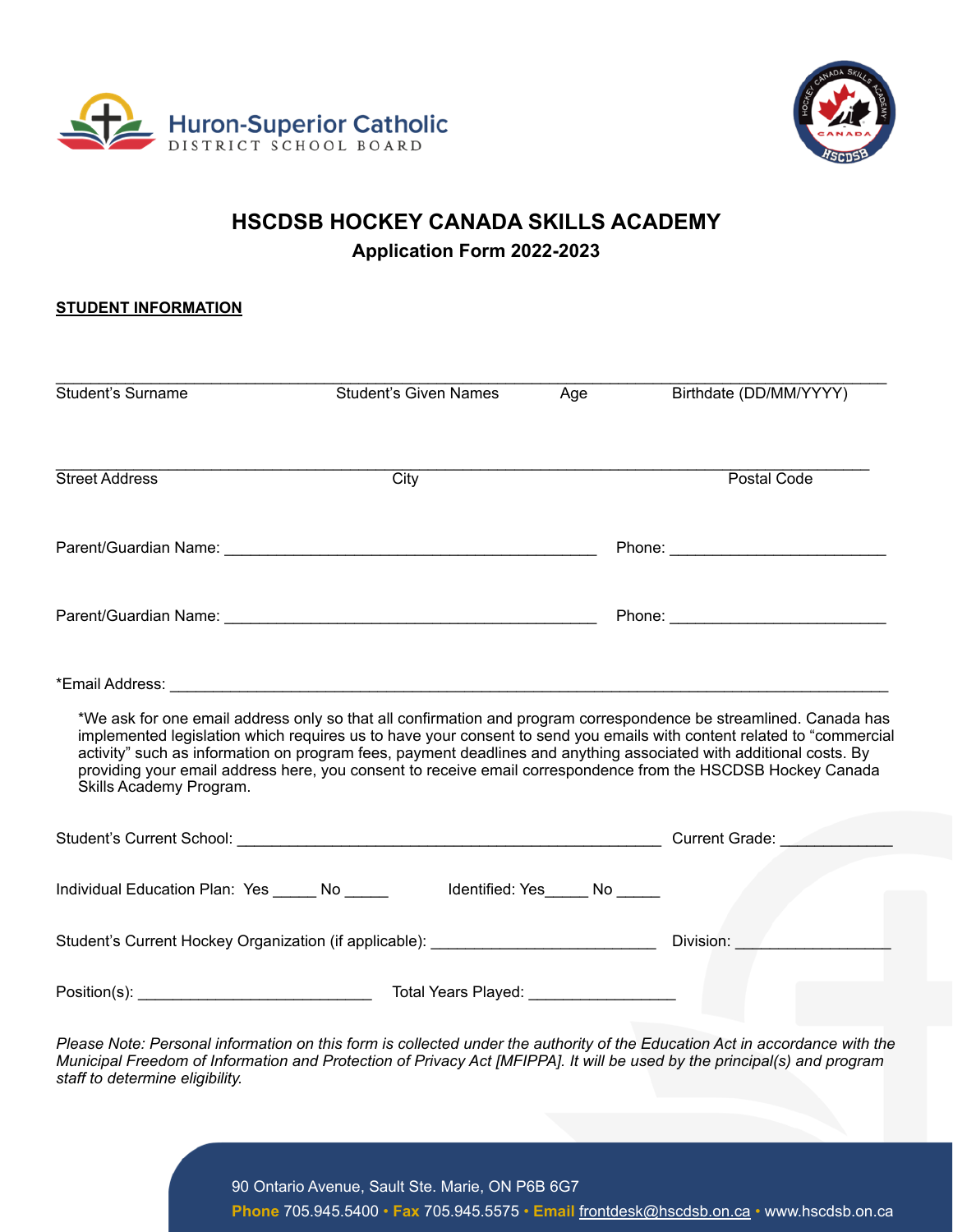Huron-Superior Catholic DISTRICT SCHOOL BOARD

# HSCDSB HOCKEY CANADA SKILLS ACADEMY

## Application Form 2022-2023

**STUDENT INFORMATION**

_______________________________________________________________________________

Student's Surname    Student's Given Names    Age    Birthdate (DD/MM/YYYY)

_______________________________________________________________________________

Street Address    City    Postal Code

Parent/Guardian Name: ___________________________________________ Phone: _______________________

Parent/Guardian Name: ___________________________________________ Phone: _______________________

*Email Address: _______________________________________________________________________________

*We ask for one email address only so that all confirmation and program correspondence be streamlined. Canada has implemented legislation which requires us to have your consent to send you emails with content related to "commercial activity" such as information on program fees, payment deadlines and anything associated with additional costs. By providing your email address here, you consent to receive email correspondence from the HSCDSB Hockey Canada Skills Academy Program.

Student's Current School: _________________________________________________ Current Grade: ____________

Individual Education Plan: Yes _____ No _____    Identified: Yes_____ No _____

Student's Current Hockey Organization (if applicable): __________________________ Division: _________________

Position(s): ___________________________ Total Years Played: ________________

*Please Note: Personal information on this form is collected under the authority of the Education Act in accordance with the Municipal Freedom of Information and Protection of Privacy Act [MFIPPA]. It will be used by the principal(s) and program staff to determine eligibility.*

90 Ontario Avenue, Sault Ste. Marie, ON P6B 6G7

**Phone** 705.945.5400 • **Fax** 705.945.5575 • **Email** frontdesk@hscdsb.on.ca • www.hscdsb.on.ca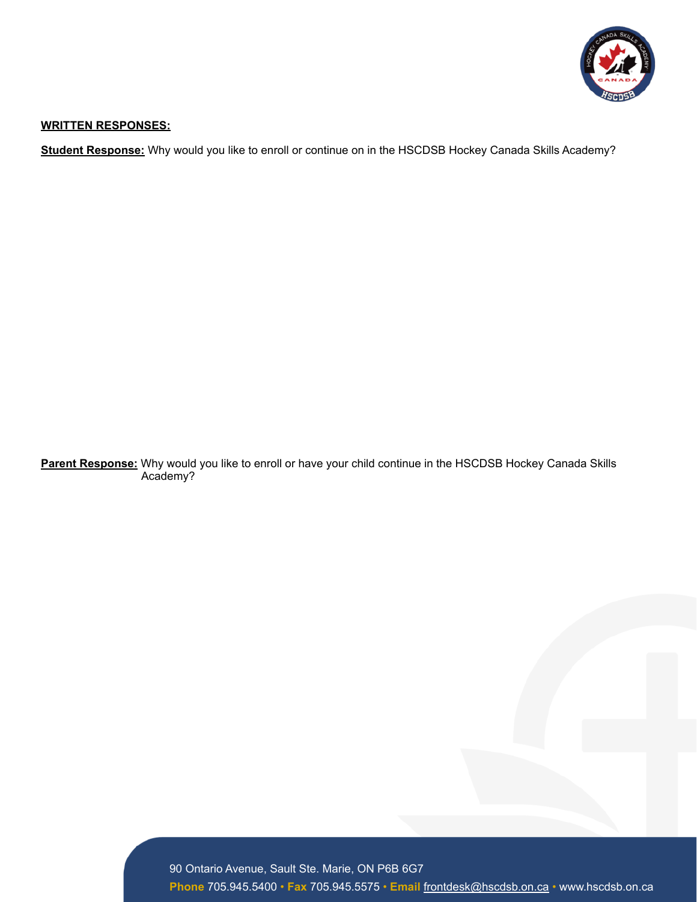**WRITTEN RESPONSES:**

**Student Response:** Why would you like to enroll or continue on in the HSCDSB Hockey Canada Skills Academy?

**Parent Response:** Why would you like to enroll or have your child continue in the HSCDSB Hockey Canada Skills Academy?

90 Ontario Avenue, Sault Ste. Marie, ON P6B 6G7

**Phone** 705.945.5400 • **Fax** 705.945.5575 • **Email** frontdesk@hscdsb.on.ca • www.hscdsb.on.ca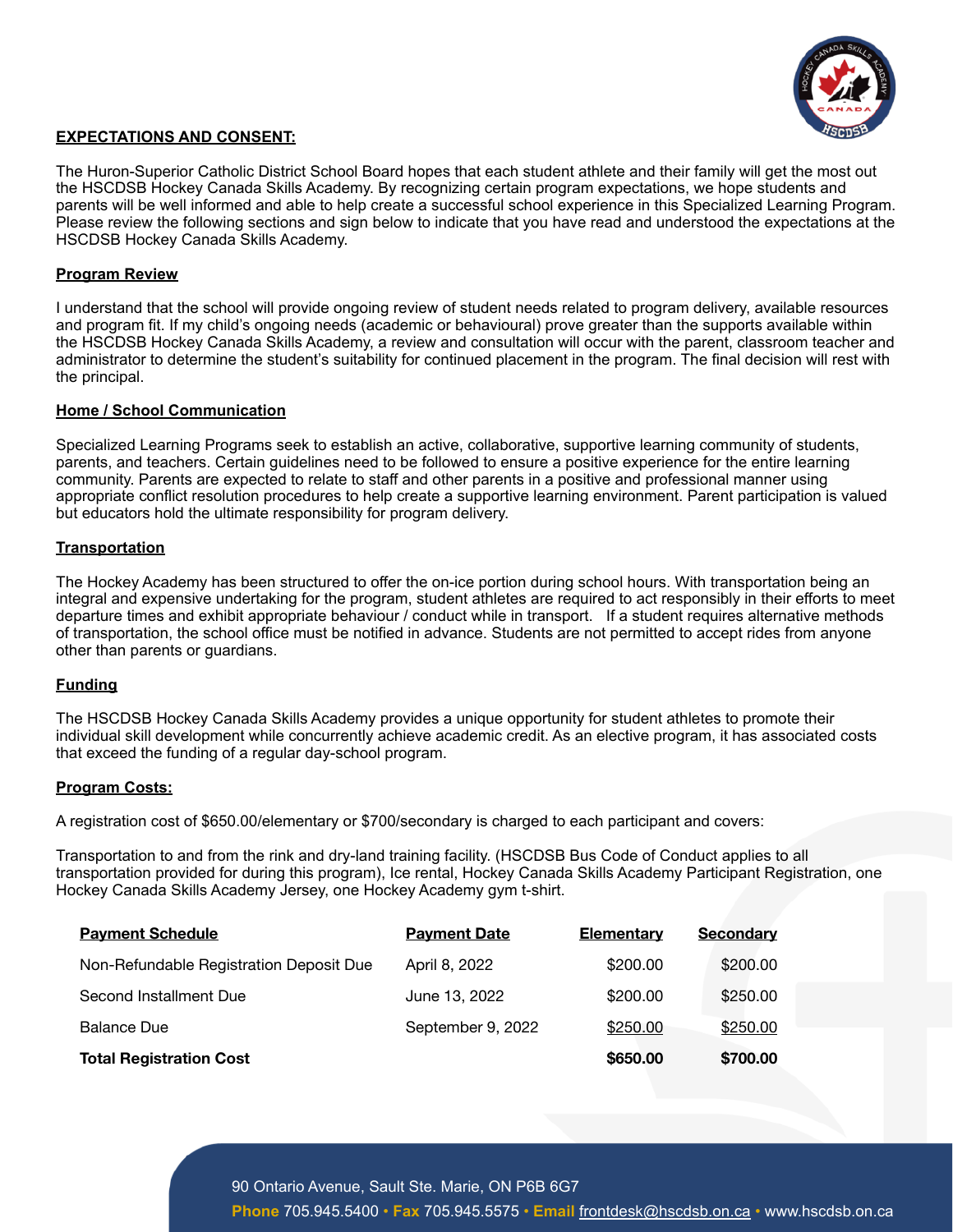## EXPECTATIONS AND CONSENT:

The Huron-Superior Catholic District School Board hopes that each student athlete and their family will get the most out the HSCDSB Hockey Canada Skills Academy. By recognizing certain program expectations, we hope students and parents will be well informed and able to help create a successful school experience in this Specialized Learning Program. Please review the following sections and sign below to indicate that you have read and understood the expectations at the HSCDSB Hockey Canada Skills Academy.

### Program Review

I understand that the school will provide ongoing review of student needs related to program delivery, available resources and program fit. If my child's ongoing needs (academic or behavioural) prove greater than the supports available within the HSCDSB Hockey Canada Skills Academy, a review and consultation will occur with the parent, classroom teacher and administrator to determine the student's suitability for continued placement in the program. The final decision will rest with the principal.

### Home / School Communication

Specialized Learning Programs seek to establish an active, collaborative, supportive learning community of students, parents, and teachers. Certain guidelines need to be followed to ensure a positive experience for the entire learning community. Parents are expected to relate to staff and other parents in a positive and professional manner using appropriate conflict resolution procedures to help create a supportive learning environment. Parent participation is valued but educators hold the ultimate responsibility for program delivery.

### Transportation

The Hockey Academy has been structured to offer the on-ice portion during school hours. With transportation being an integral and expensive undertaking for the program, student athletes are required to act responsibly in their efforts to meet departure times and exhibit appropriate behaviour / conduct while in transport. If a student requires alternative methods of transportation, the school office must be notified in advance. Students are not permitted to accept rides from anyone other than parents or guardians.

### Funding

The HSCDSB Hockey Canada Skills Academy provides a unique opportunity for student athletes to promote their individual skill development while concurrently achieve academic credit. As an elective program, it has associated costs that exceed the funding of a regular day-school program.

### Program Costs:

A registration cost of $650.00/elementary or $700/secondary is charged to each participant and covers:

Transportation to and from the rink and dry-land training facility. (HSCDSB Bus Code of Conduct applies to all transportation provided for during this program), Ice rental, Hockey Canada Skills Academy Participant Registration, one Hockey Canada Skills Academy Jersey, one Hockey Academy gym t-shirt.

| Payment Schedule | Payment Date | Elementary | Secondary |
|---|---|---|---|
| Non-Refundable Registration Deposit Due | April 8, 2022 | $200.00 | $200.00 |
| Second Installment Due | June 13, 2022 | $200.00 | $250.00 |
| Balance Due | September 9, 2022 | $250.00 | $250.00 |
| **Total Registration Cost** | | **$650.00** | **$700.00** |

90 Ontario Avenue, Sault Ste. Marie, ON P6B 6G7

**Phone** 705.945.5400 • **Fax** 705.945.5575 • **Email** frontdesk@hscdsb.on.ca • www.hscdsb.on.ca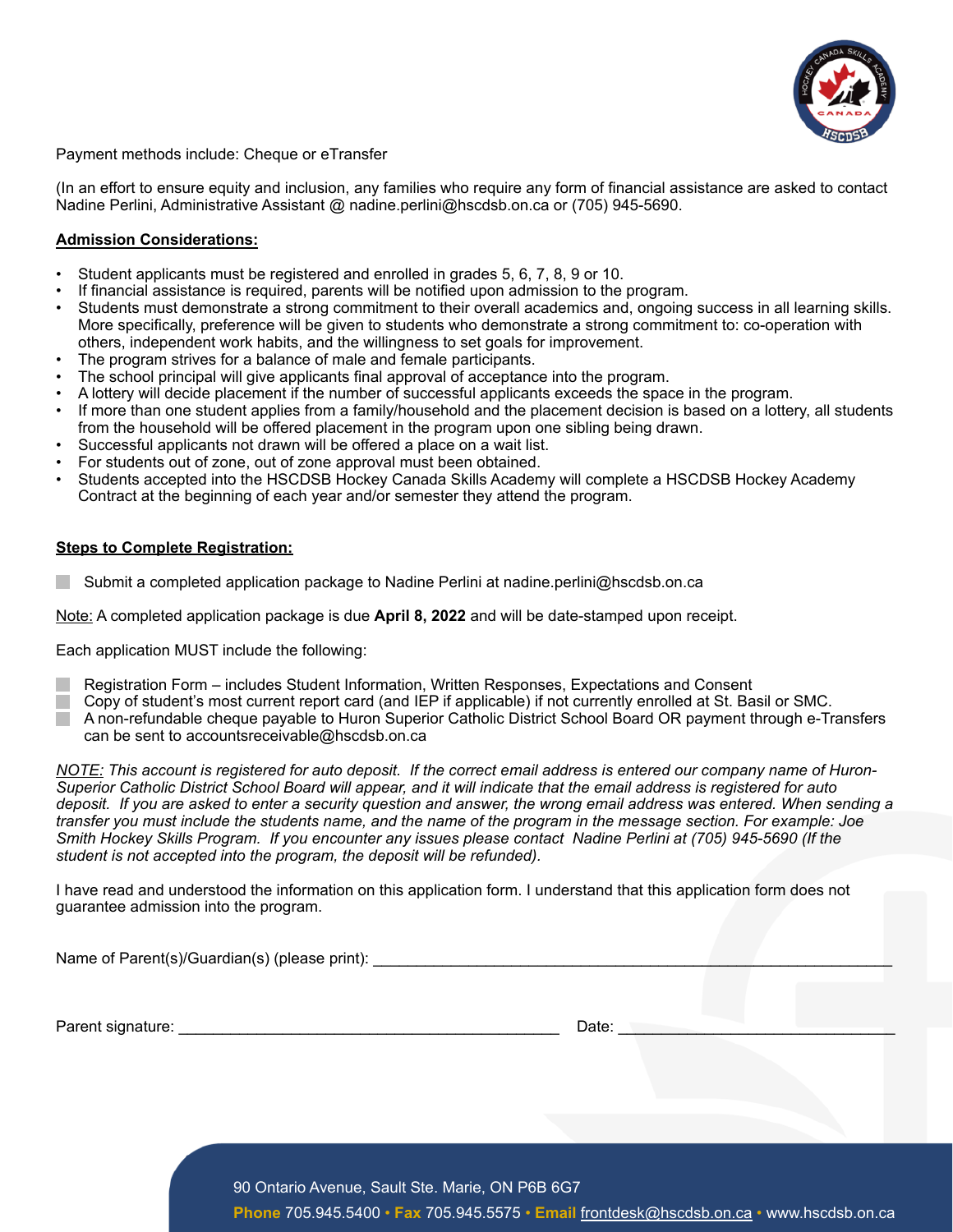Payment methods include: Cheque or eTransfer

(In an effort to ensure equity and inclusion, any families who require any form of financial assistance are asked to contact Nadine Perlini, Administrative Assistant @ nadine.perlini@hscdsb.on.ca or (705) 945-5690.

**Admission Considerations:**

- Student applicants must be registered and enrolled in grades 5, 6, 7, 8, 9 or 10.
- If financial assistance is required, parents will be notified upon admission to the program.
- Students must demonstrate a strong commitment to their overall academics and, ongoing success in all learning skills. More specifically, preference will be given to students who demonstrate a strong commitment to: co-operation with others, independent work habits, and the willingness to set goals for improvement.
- The program strives for a balance of male and female participants.
- The school principal will give applicants final approval of acceptance into the program.
- A lottery will decide placement if the number of successful applicants exceeds the space in the program.
- If more than one student applies from a family/household and the placement decision is based on a lottery, all students from the household will be offered placement in the program upon one sibling being drawn.
- Successful applicants not drawn will be offered a place on a wait list.
- For students out of zone, out of zone approval must been obtained.
- Students accepted into the HSCDSB Hockey Canada Skills Academy will complete a HSCDSB Hockey Academy Contract at the beginning of each year and/or semester they attend the program.

**Steps to Complete Registration:**

- [ ] Submit a completed application package to Nadine Perlini at nadine.perlini@hscdsb.on.ca

Note: A completed application package is due **April 8, 2022** and will be date-stamped upon receipt.

Each application MUST include the following:

- [ ] Registration Form – includes Student Information, Written Responses, Expectations and Consent
- [ ] Copy of student's most current report card (and IEP if applicable) if not currently enrolled at St. Basil or SMC.
- [ ] A non-refundable cheque payable to Huron Superior Catholic District School Board OR payment through e-Transfers can be sent to accountsreceivable@hscdsb.on.ca

*NOTE: This account is registered for auto deposit. If the correct email address is entered our company name of Huron-Superior Catholic District School Board will appear, and it will indicate that the email address is registered for auto deposit. If you are asked to enter a security question and answer, the wrong email address was entered. When sending a transfer you must include the students name, and the name of the program in the message section. For example: Joe Smith Hockey Skills Program. If you encounter any issues please contact Nadine Perlini at (705) 945-5690 (If the student is not accepted into the program, the deposit will be refunded).*

I have read and understood the information on this application form. I understand that this application form does not guarantee admission into the program.

Name of Parent(s)/Guardian(s) (please print): ____________________________________________

Parent signature: ________________________________ Date: ______________________

90 Ontario Avenue, Sault Ste. Marie, ON P6B 6G7

**Phone** 705.945.5400 • **Fax** 705.945.5575 • **Email** frontdesk@hscdsb.on.ca • www.hscdsb.on.ca